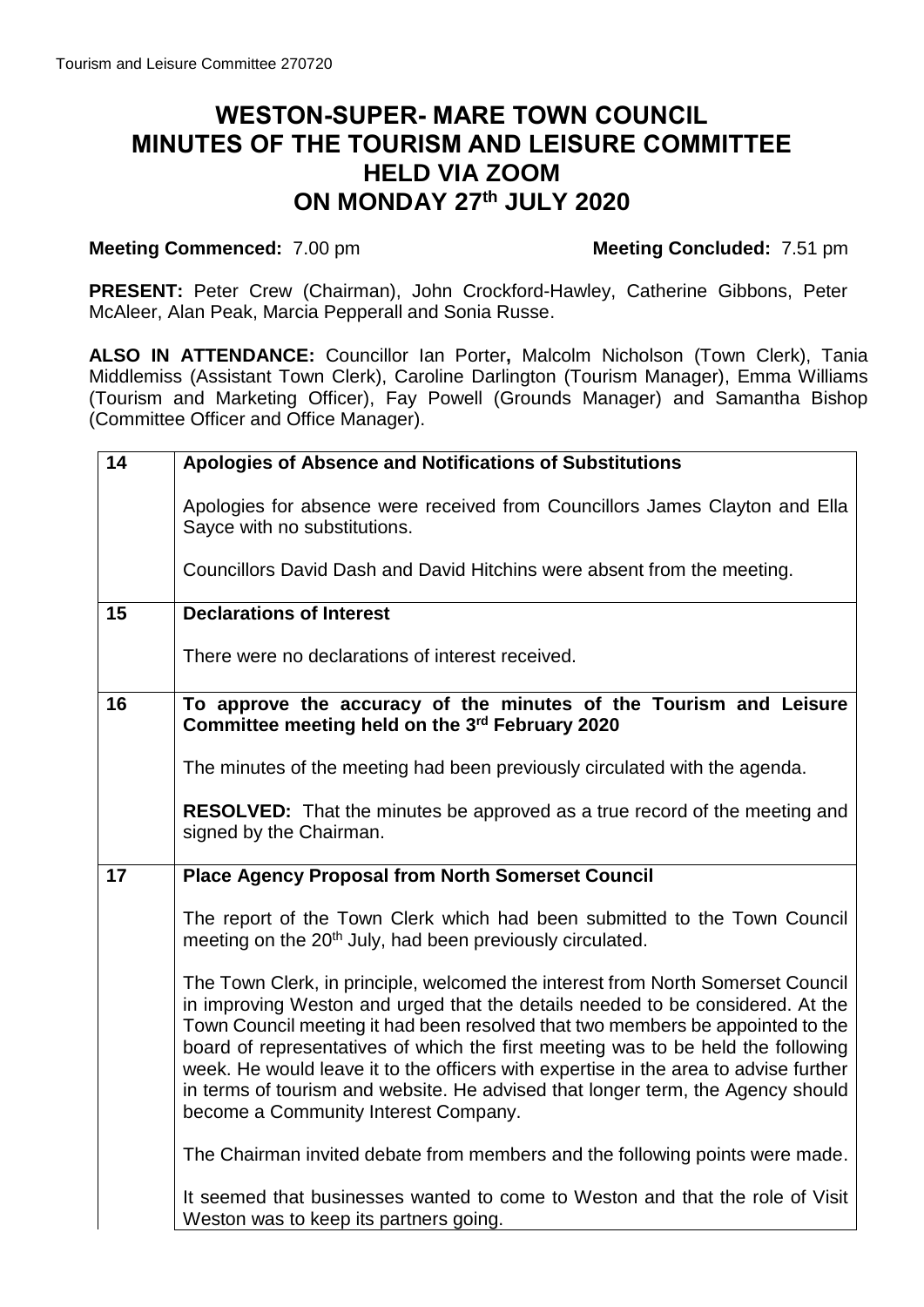# WESTON-SUPER- MARE TOWN COUNCIL
# MINUTES OF THE TOURISM AND LEISURE COMMITTEE
# HELD VIA ZOOM
# ON MONDAY 27th JULY 2020

**Meeting Commenced:** 7.00 pm **Meeting Concluded:** 7.51 pm

**PRESENT:** Peter Crew (Chairman), John Crockford-Hawley, Catherine Gibbons, Peter McAleer, Alan Peak, Marcia Pepperall and Sonia Russe.

**ALSO IN ATTENDANCE:** Councillor Ian Porter**,** Malcolm Nicholson (Town Clerk), Tania Middlemiss (Assistant Town Clerk), Caroline Darlington (Tourism Manager), Emma Williams (Tourism and Marketing Officer), Fay Powell (Grounds Manager) and Samantha Bishop (Committee Officer and Office Manager).

| | |
|---|---|
| **14** | **Apologies of Absence and Notifications of Substitutions**<br><br>Apologies for absence were received from Councillors James Clayton and Ella Sayce with no substitutions.<br><br>Councillors David Dash and David Hitchins were absent from the meeting. |
| **15** | **Declarations of Interest**<br><br>There were no declarations of interest received. |
| **16** | **To approve the accuracy of the minutes of the Tourism and Leisure Committee meeting held on the 3rd February 2020**<br><br>The minutes of the meeting had been previously circulated with the agenda.<br><br>**RESOLVED:** That the minutes be approved as a true record of the meeting and signed by the Chairman. |
| **17** | **Place Agency Proposal from North Somerset Council**<br><br>The report of the Town Clerk which had been submitted to the Town Council meeting on the 20th July, had been previously circulated.<br><br>The Town Clerk, in principle, welcomed the interest from North Somerset Council in improving Weston and urged that the details needed to be considered. At the Town Council meeting it had been resolved that two members be appointed to the board of representatives of which the first meeting was to be held the following week. He would leave it to the officers with expertise in the area to advise further in terms of tourism and website. He advised that longer term, the Agency should become a Community Interest Company.<br><br>The Chairman invited debate from members and the following points were made.<br><br>It seemed that businesses wanted to come to Weston and that the role of Visit Weston was to keep its partners going. |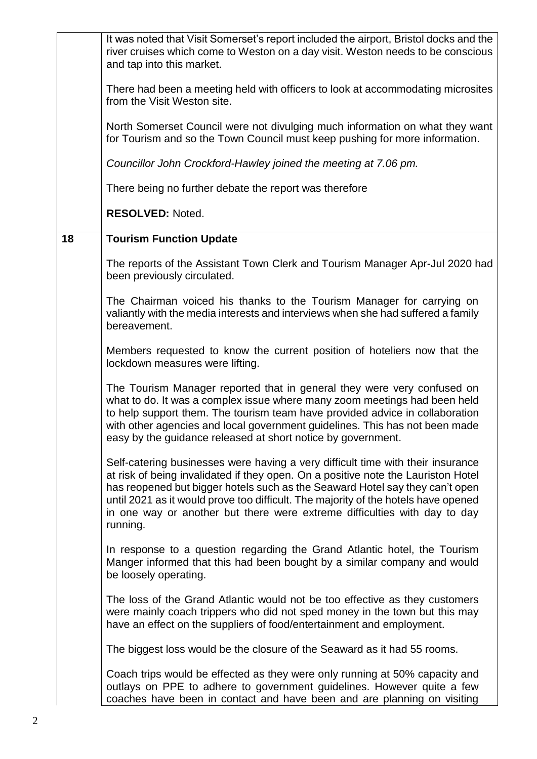It was noted that Visit Somerset's report included the airport, Bristol docks and the river cruises which come to Weston on a day visit. Weston needs to be conscious and tap into this market.

There had been a meeting held with officers to look at accommodating microsites from the Visit Weston site.

North Somerset Council were not divulging much information on what they want for Tourism and so the Town Council must keep pushing for more information.

*Councillor John Crockford-Hawley joined the meeting at 7.06 pm.*

There being no further debate the report was therefore

**RESOLVED:** Noted.

## 18 Tourism Function Update

The reports of the Assistant Town Clerk and Tourism Manager Apr-Jul 2020 had been previously circulated.

The Chairman voiced his thanks to the Tourism Manager for carrying on valiantly with the media interests and interviews when she had suffered a family bereavement.

Members requested to know the current position of hoteliers now that the lockdown measures were lifting.

The Tourism Manager reported that in general they were very confused on what to do. It was a complex issue where many zoom meetings had been held to help support them. The tourism team have provided advice in collaboration with other agencies and local government guidelines. This has not been made easy by the guidance released at short notice by government.

Self-catering businesses were having a very difficult time with their insurance at risk of being invalidated if they open. On a positive note the Lauriston Hotel has reopened but bigger hotels such as the Seaward Hotel say they can't open until 2021 as it would prove too difficult. The majority of the hotels have opened in one way or another but there were extreme difficulties with day to day running.

In response to a question regarding the Grand Atlantic hotel, the Tourism Manger informed that this had been bought by a similar company and would be loosely operating.

The loss of the Grand Atlantic would not be too effective as they customers were mainly coach trippers who did not sped money in the town but this may have an effect on the suppliers of food/entertainment and employment.

The biggest loss would be the closure of the Seaward as it had 55 rooms.

Coach trips would be effected as they were only running at 50% capacity and outlays on PPE to adhere to government guidelines. However quite a few coaches have been in contact and have been and are planning on visiting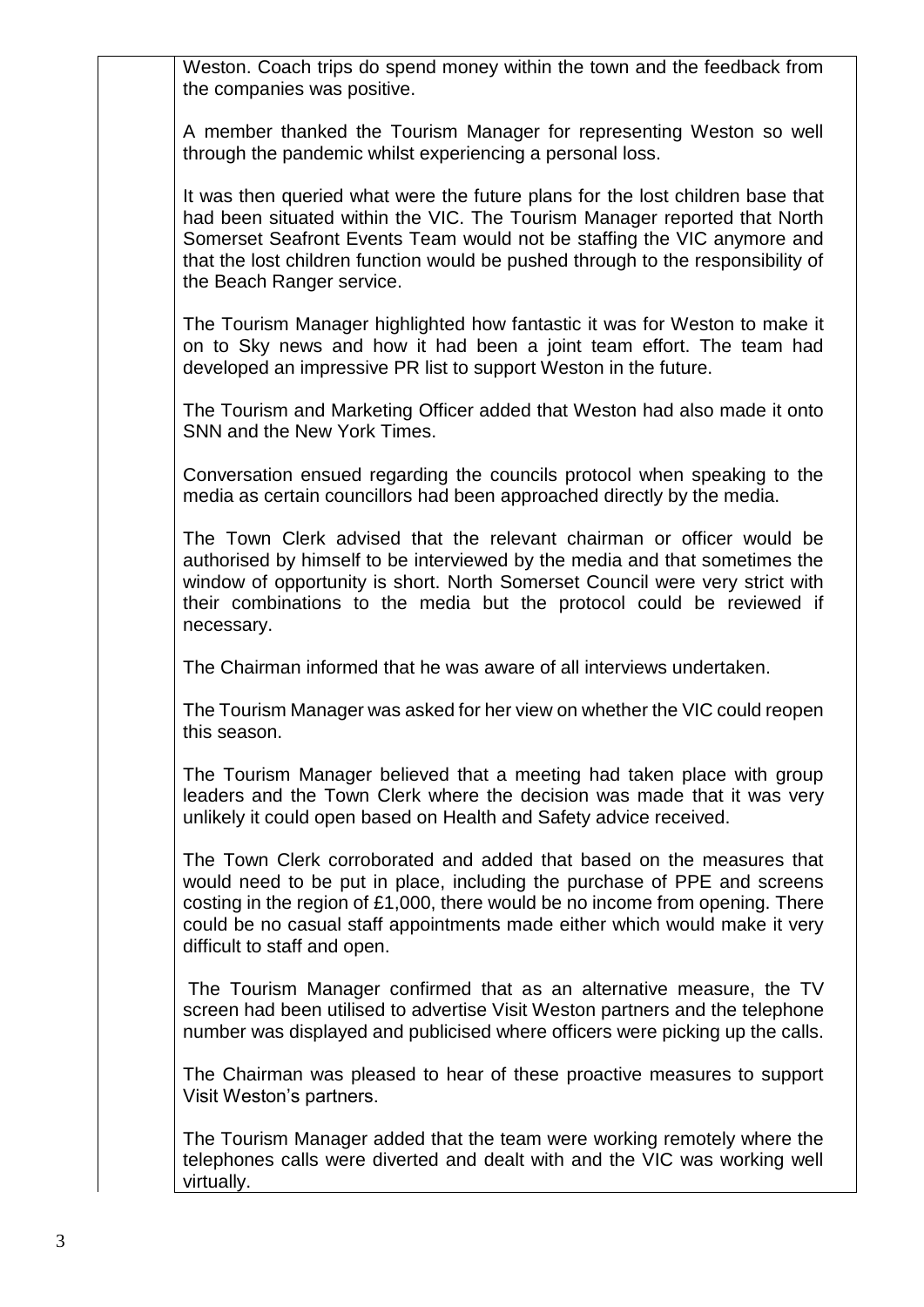Weston. Coach trips do spend money within the town and the feedback from the companies was positive.

A member thanked the Tourism Manager for representing Weston so well through the pandemic whilst experiencing a personal loss.

It was then queried what were the future plans for the lost children base that had been situated within the VIC. The Tourism Manager reported that North Somerset Seafront Events Team would not be staffing the VIC anymore and that the lost children function would be pushed through to the responsibility of the Beach Ranger service.

The Tourism Manager highlighted how fantastic it was for Weston to make it on to Sky news and how it had been a joint team effort. The team had developed an impressive PR list to support Weston in the future.

The Tourism and Marketing Officer added that Weston had also made it onto SNN and the New York Times.

Conversation ensued regarding the councils protocol when speaking to the media as certain councillors had been approached directly by the media.

The Town Clerk advised that the relevant chairman or officer would be authorised by himself to be interviewed by the media and that sometimes the window of opportunity is short. North Somerset Council were very strict with their combinations to the media but the protocol could be reviewed if necessary.

The Chairman informed that he was aware of all interviews undertaken.

The Tourism Manager was asked for her view on whether the VIC could reopen this season.

The Tourism Manager believed that a meeting had taken place with group leaders and the Town Clerk where the decision was made that it was very unlikely it could open based on Health and Safety advice received.

The Town Clerk corroborated and added that based on the measures that would need to be put in place, including the purchase of PPE and screens costing in the region of £1,000, there would be no income from opening. There could be no casual staff appointments made either which would make it very difficult to staff and open.

The Tourism Manager confirmed that as an alternative measure, the TV screen had been utilised to advertise Visit Weston partners and the telephone number was displayed and publicised where officers were picking up the calls.

The Chairman was pleased to hear of these proactive measures to support Visit Weston's partners.

The Tourism Manager added that the team were working remotely where the telephones calls were diverted and dealt with and the VIC was working well virtually.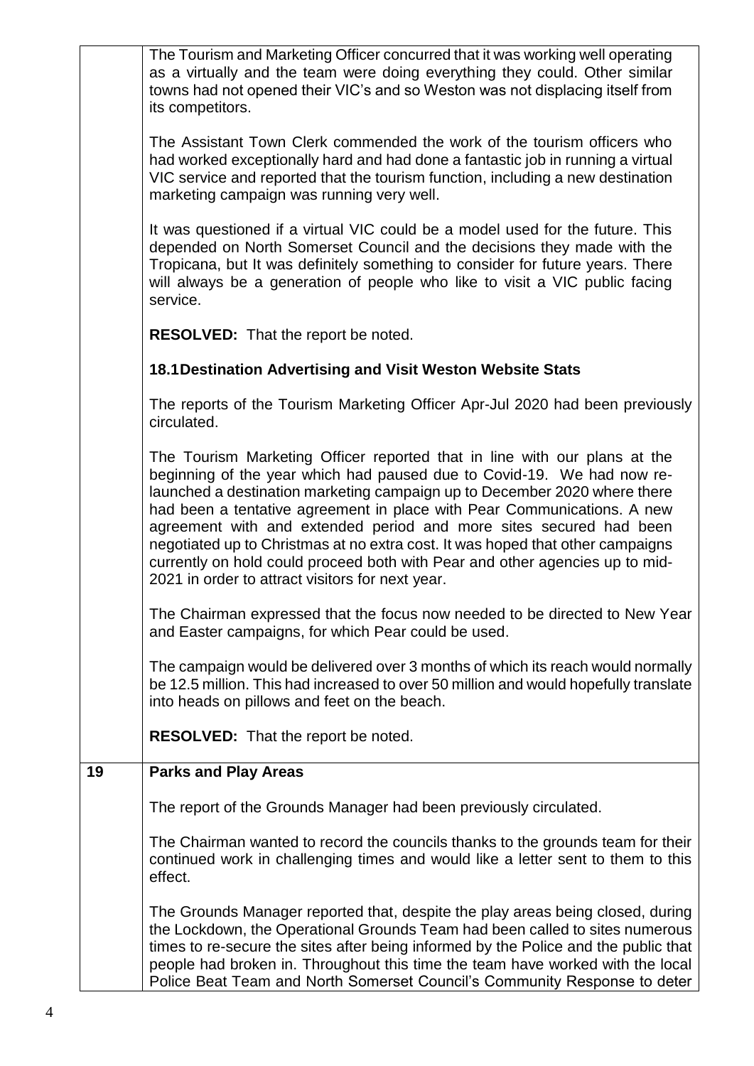The Tourism and Marketing Officer concurred that it was working well operating as a virtually and the team were doing everything they could. Other similar towns had not opened their VIC's and so Weston was not displacing itself from its competitors.

The Assistant Town Clerk commended the work of the tourism officers who had worked exceptionally hard and had done a fantastic job in running a virtual VIC service and reported that the tourism function, including a new destination marketing campaign was running very well.

It was questioned if a virtual VIC could be a model used for the future. This depended on North Somerset Council and the decisions they made with the Tropicana, but It was definitely something to consider for future years. There will always be a generation of people who like to visit a VIC public facing service.

**RESOLVED:** That the report be noted.

**18.1 Destination Advertising and Visit Weston Website Stats**

The reports of the Tourism Marketing Officer Apr-Jul 2020 had been previously circulated.

The Tourism Marketing Officer reported that in line with our plans at the beginning of the year which had paused due to Covid-19. We had now re-launched a destination marketing campaign up to December 2020 where there had been a tentative agreement in place with Pear Communications. A new agreement with and extended period and more sites secured had been negotiated up to Christmas at no extra cost. It was hoped that other campaigns currently on hold could proceed both with Pear and other agencies up to mid-2021 in order to attract visitors for next year.

The Chairman expressed that the focus now needed to be directed to New Year and Easter campaigns, for which Pear could be used.

The campaign would be delivered over 3 months of which its reach would normally be 12.5 million. This had increased to over 50 million and would hopefully translate into heads on pillows and feet on the beach.

**RESOLVED:** That the report be noted.

## 19 Parks and Play Areas

The report of the Grounds Manager had been previously circulated.

The Chairman wanted to record the councils thanks to the grounds team for their continued work in challenging times and would like a letter sent to them to this effect.

The Grounds Manager reported that, despite the play areas being closed, during the Lockdown, the Operational Grounds Team had been called to sites numerous times to re-secure the sites after being informed by the Police and the public that people had broken in. Throughout this time the team have worked with the local Police Beat Team and North Somerset Council's Community Response to deter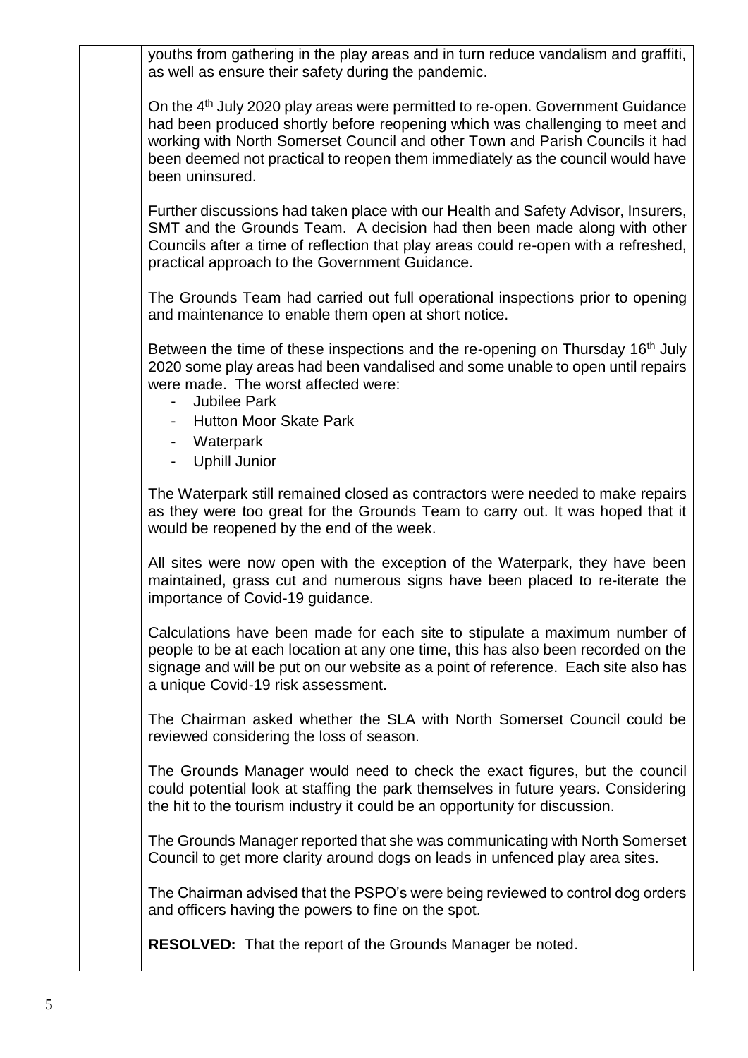youths from gathering in the play areas and in turn reduce vandalism and graffiti, as well as ensure their safety during the pandemic.

On the 4th July 2020 play areas were permitted to re-open. Government Guidance had been produced shortly before reopening which was challenging to meet and working with North Somerset Council and other Town and Parish Councils it had been deemed not practical to reopen them immediately as the council would have been uninsured.

Further discussions had taken place with our Health and Safety Advisor, Insurers, SMT and the Grounds Team. A decision had then been made along with other Councils after a time of reflection that play areas could re-open with a refreshed, practical approach to the Government Guidance.

The Grounds Team had carried out full operational inspections prior to opening and maintenance to enable them open at short notice.

Between the time of these inspections and the re-opening on Thursday 16th July 2020 some play areas had been vandalised and some unable to open until repairs were made. The worst affected were:

- Jubilee Park
- Hutton Moor Skate Park
- Waterpark
- Uphill Junior

The Waterpark still remained closed as contractors were needed to make repairs as they were too great for the Grounds Team to carry out. It was hoped that it would be reopened by the end of the week.

All sites were now open with the exception of the Waterpark, they have been maintained, grass cut and numerous signs have been placed to re-iterate the importance of Covid-19 guidance.

Calculations have been made for each site to stipulate a maximum number of people to be at each location at any one time, this has also been recorded on the signage and will be put on our website as a point of reference. Each site also has a unique Covid-19 risk assessment.

The Chairman asked whether the SLA with North Somerset Council could be reviewed considering the loss of season.

The Grounds Manager would need to check the exact figures, but the council could potential look at staffing the park themselves in future years. Considering the hit to the tourism industry it could be an opportunity for discussion.

The Grounds Manager reported that she was communicating with North Somerset Council to get more clarity around dogs on leads in unfenced play area sites.

The Chairman advised that the PSPO's were being reviewed to control dog orders and officers having the powers to fine on the spot.

**RESOLVED:** That the report of the Grounds Manager be noted.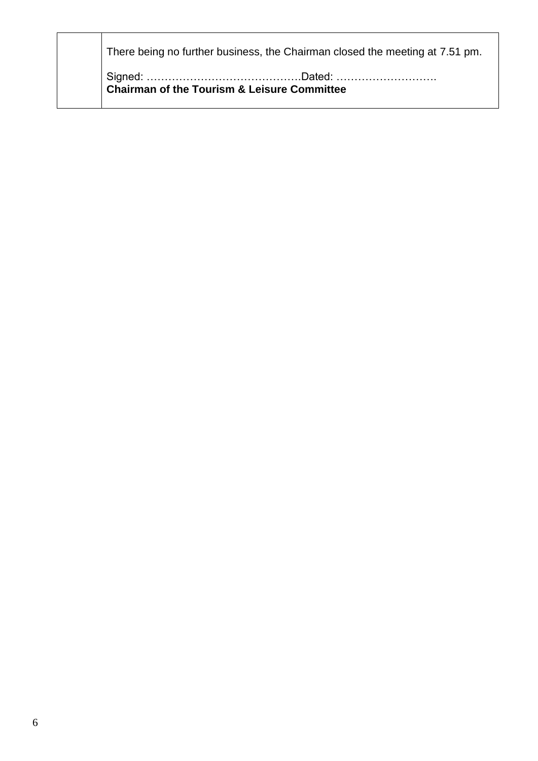| | |
|---|---|
| | There being no further business, the Chairman closed the meeting at 7.51 pm.<br><br>Signed: ……………………………………Dated: ……………………….<br>**Chairman of the Tourism & Leisure Committee** |